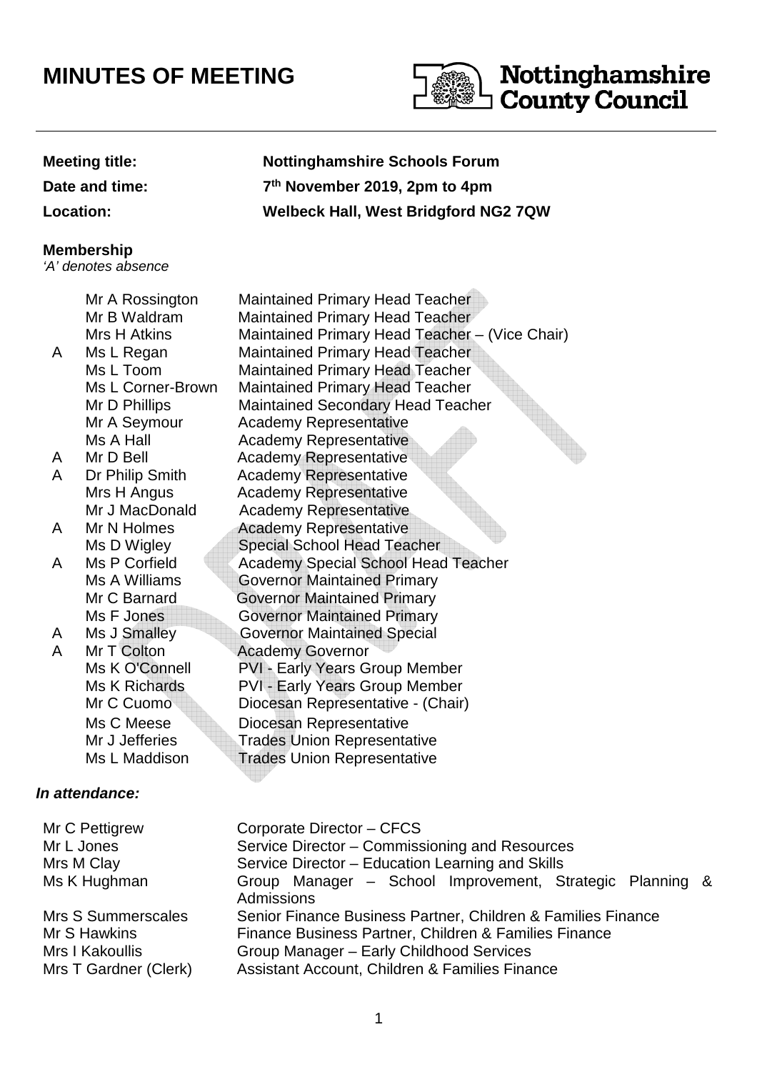# MINUTES OF MEETING

**Nottinghamshire County Council**

| | |
|---|---|
| **Meeting title:** | **Nottinghamshire Schools Forum** |
| **Date and time:** | **7th November 2019, 2pm to 4pm** |
| **Location:** | **Welbeck Hall, West Bridgford NG2 7QW** |

**Membership**

*'A' denotes absence*

| | Name | Role |
|---|---|---|
| | Mr A Rossington | Maintained Primary Head Teacher |
| | Mr B Waldram | Maintained Primary Head Teacher |
| | Mrs H Atkins | Maintained Primary Head Teacher – (Vice Chair) |
| A | Ms L Regan | Maintained Primary Head Teacher |
| | Ms L Toom | Maintained Primary Head Teacher |
| | Ms L Corner-Brown | Maintained Primary Head Teacher |
| | Mr D Phillips | Maintained Secondary Head Teacher |
| | Mr A Seymour | Academy Representative |
| | Ms A Hall | Academy Representative |
| A | Mr D Bell | Academy Representative |
| A | Dr Philip Smith | Academy Representative |
| | Mrs H Angus | Academy Representative |
| | Mr J MacDonald | Academy Representative |
| A | Mr N Holmes | Academy Representative |
| | Ms D Wigley | Special School Head Teacher |
| A | Ms P Corfield | Academy Special School Head Teacher |
| | Ms A Williams | Governor Maintained Primary |
| | Mr C Barnard | Governor Maintained Primary |
| | Ms F Jones | Governor Maintained Primary |
| A | Ms J Smalley | Governor Maintained Special |
| A | Mr T Colton | Academy Governor |
| | Ms K O'Connell | PVI - Early Years Group Member |
| | Ms K Richards | PVI - Early Years Group Member |
| | Mr C Cuomo | Diocesan Representative - (Chair) |
| | Ms C Meese | Diocesan Representative |
| | Mr J Jefferies | Trades Union Representative |
| | Ms L Maddison | Trades Union Representative |

***In attendance:***

| Name | Role |
|---|---|
| Mr C Pettigrew | Corporate Director – CFCS |
| Mr L Jones | Service Director – Commissioning and Resources |
| Mrs M Clay | Service Director – Education Learning and Skills |
| Ms K Hughman | Group Manager – School Improvement, Strategic Planning & Admissions |
| Mrs S Summerscales | Senior Finance Business Partner, Children & Families Finance |
| Mr S Hawkins | Finance Business Partner, Children & Families Finance |
| Mrs I Kakoullis | Group Manager – Early Childhood Services |
| Mrs T Gardner (Clerk) | Assistant Account, Children & Families Finance |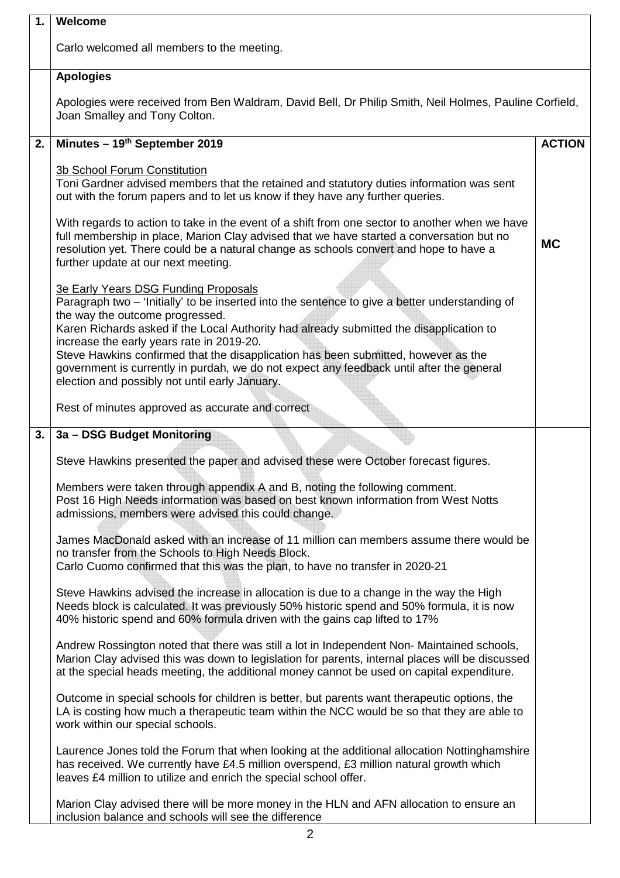| | | |
|---|---|---|
| **1.** | **Welcome**<br><br>Carlo welcomed all members to the meeting. | |
| | **Apologies**<br><br>Apologies were received from Ben Waldram, David Bell, Dr Philip Smith, Neil Holmes, Pauline Corfield, Joan Smalley and Tony Colton. | |
| **2.** | **Minutes – 19th September 2019** | **ACTION** |
| | <u>3b School Forum Constitution</u><br>Toni Gardner advised members that the retained and statutory duties information was sent out with the forum papers and to let us know if they have any further queries.<br><br>With regards to action to take in the event of a shift from one sector to another when we have full membership in place, Marion Clay advised that we have started a conversation but no resolution yet. There could be a natural change as schools convert and hope to have a further update at our next meeting.<br><br><u>3e Early Years DSG Funding Proposals</u><br>Paragraph two – 'Initially' to be inserted into the sentence to give a better understanding of the way the outcome progressed.<br>Karen Richards asked if the Local Authority had already submitted the disapplication to increase the early years rate in 2019-20.<br>Steve Hawkins confirmed that the disapplication has been submitted, however as the government is currently in purdah, we do not expect any feedback until after the general election and possibly not until early January.<br><br>Rest of minutes approved as accurate and correct | <br><br><br><br><br><br>**MC** |
| **3.** | **3a – DSG Budget Monitoring**<br><br>Steve Hawkins presented the paper and advised these were October forecast figures.<br><br>Members were taken through appendix A and B, noting the following comment.<br>Post 16 High Needs information was based on best known information from West Notts admissions, members were advised this could change.<br><br>James MacDonald asked with an increase of 11 million can members assume there would be no transfer from the Schools to High Needs Block.<br>Carlo Cuomo confirmed that this was the plan, to have no transfer in 2020-21<br><br>Steve Hawkins advised the increase in allocation is due to a change in the way the High Needs block is calculated. It was previously 50% historic spend and 50% formula, it is now 40% historic spend and 60% formula driven with the gains cap lifted to 17%<br><br>Andrew Rossington noted that there was still a lot in Independent Non- Maintained schools, Marion Clay advised this was down to legislation for parents, internal places will be discussed at the special heads meeting, the additional money cannot be used on capital expenditure.<br><br>Outcome in special schools for children is better, but parents want therapeutic options, the LA is costing how much a therapeutic team within the NCC would be so that they are able to work within our special schools.<br><br>Laurence Jones told the Forum that when looking at the additional allocation Nottinghamshire has received. We currently have £4.5 million overspend, £3 million natural growth which leaves £4 million to utilize and enrich the special school offer.<br><br>Marion Clay advised there will be more money in the HLN and AFN allocation to ensure an inclusion balance and schools will see the difference | |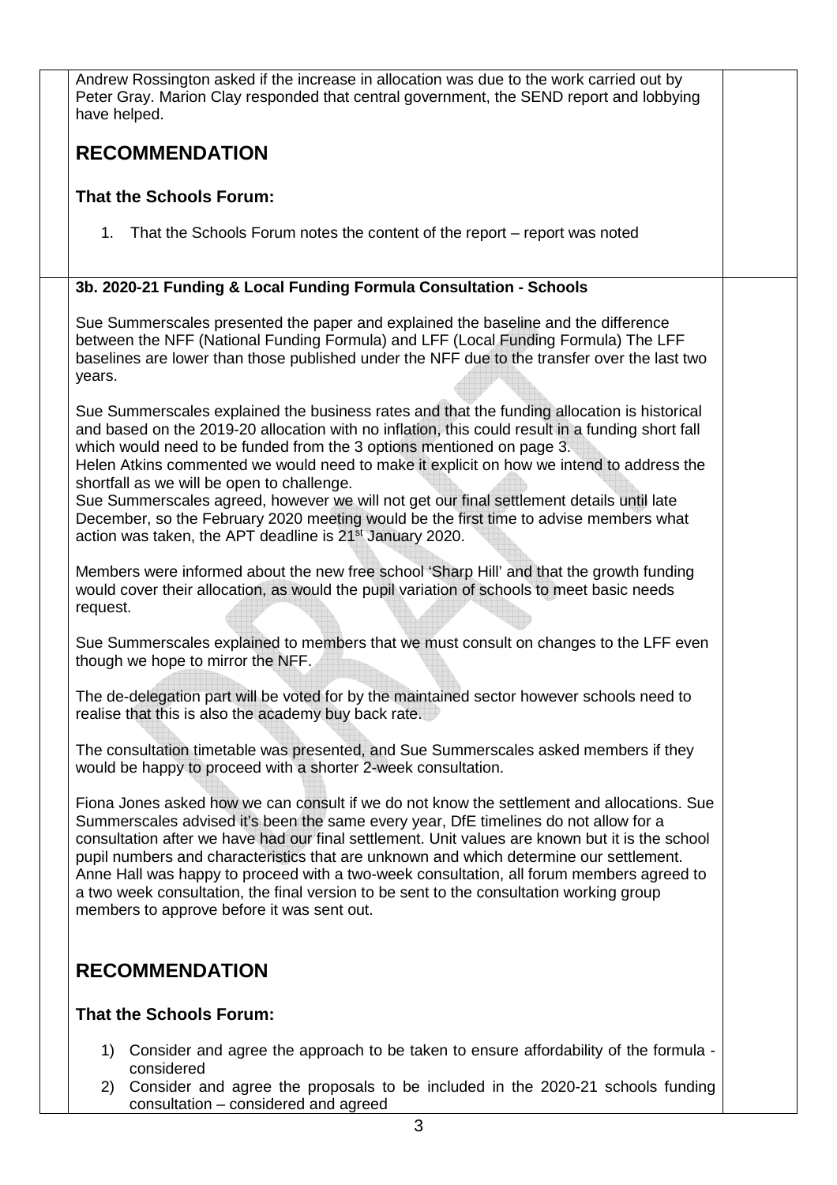Andrew Rossington asked if the increase in allocation was due to the work carried out by Peter Gray. Marion Clay responded that central government, the SEND report and lobbying have helped.

## RECOMMENDATION

### That the Schools Forum:

1. That the Schools Forum notes the content of the report – report was noted

**3b. 2020-21 Funding & Local Funding Formula Consultation - Schools**

Sue Summerscales presented the paper and explained the baseline and the difference between the NFF (National Funding Formula) and LFF (Local Funding Formula) The LFF baselines are lower than those published under the NFF due to the transfer over the last two years.

Sue Summerscales explained the business rates and that the funding allocation is historical and based on the 2019-20 allocation with no inflation, this could result in a funding short fall which would need to be funded from the 3 options mentioned on page 3.
Helen Atkins commented we would need to make it explicit on how we intend to address the shortfall as we will be open to challenge.
Sue Summerscales agreed, however we will not get our final settlement details until late December, so the February 2020 meeting would be the first time to advise members what action was taken, the APT deadline is 21st January 2020.

Members were informed about the new free school 'Sharp Hill' and that the growth funding would cover their allocation, as would the pupil variation of schools to meet basic needs request.

Sue Summerscales explained to members that we must consult on changes to the LFF even though we hope to mirror the NFF.

The de-delegation part will be voted for by the maintained sector however schools need to realise that this is also the academy buy back rate.

The consultation timetable was presented, and Sue Summerscales asked members if they would be happy to proceed with a shorter 2-week consultation.

Fiona Jones asked how we can consult if we do not know the settlement and allocations. Sue Summerscales advised it's been the same every year, DfE timelines do not allow for a consultation after we have had our final settlement. Unit values are known but it is the school pupil numbers and characteristics that are unknown and which determine our settlement. Anne Hall was happy to proceed with a two-week consultation, all forum members agreed to a two week consultation, the final version to be sent to the consultation working group members to approve before it was sent out.

## RECOMMENDATION

### That the Schools Forum:

1) Consider and agree the approach to be taken to ensure affordability of the formula - considered
2) Consider and agree the proposals to be included in the 2020-21 schools funding consultation – considered and agreed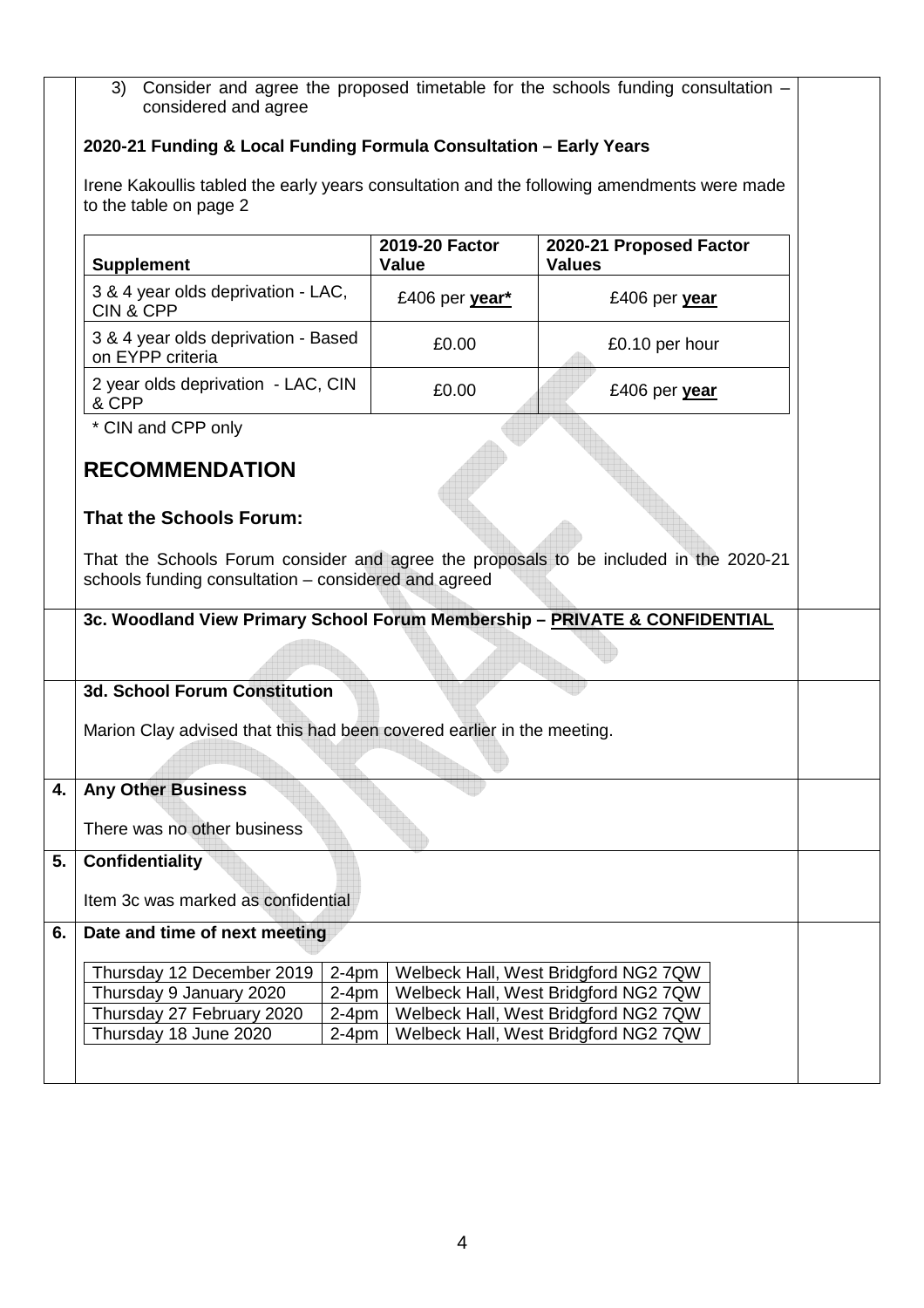3) Consider and agree the proposed timetable for the schools funding consultation – considered and agree

**2020-21 Funding & Local Funding Formula Consultation – Early Years**

Irene Kakoullis tabled the early years consultation and the following amendments were made to the table on page 2

| Supplement | 2019-20 Factor Value | 2020-21 Proposed Factor Values |
|---|---|---|
| 3 & 4 year olds deprivation - LAC, CIN & CPP | £406 per **year*** | £406 per **year** |
| 3 & 4 year olds deprivation - Based on EYPP criteria | £0.00 | £0.10 per hour |
| 2 year olds deprivation - LAC, CIN & CPP | £0.00 | £406 per **year** |

* CIN and CPP only

## RECOMMENDATION

### That the Schools Forum:

That the Schools Forum consider and agree the proposals to be included in the 2020-21 schools funding consultation – considered and agreed

**3c. Woodland View Primary School Forum Membership – PRIVATE & CONFIDENTIAL**

**3d. School Forum Constitution**

Marion Clay advised that this had been covered earlier in the meeting.

**4. Any Other Business**

There was no other business

**5. Confidentiality**

Item 3c was marked as confidential

**6. Date and time of next meeting**

| | | |
|---|---|---|
| Thursday 12 December 2019 | 2-4pm | Welbeck Hall, West Bridgford NG2 7QW |
| Thursday 9 January 2020 | 2-4pm | Welbeck Hall, West Bridgford NG2 7QW |
| Thursday 27 February 2020 | 2-4pm | Welbeck Hall, West Bridgford NG2 7QW |
| Thursday 18 June 2020 | 2-4pm | Welbeck Hall, West Bridgford NG2 7QW |